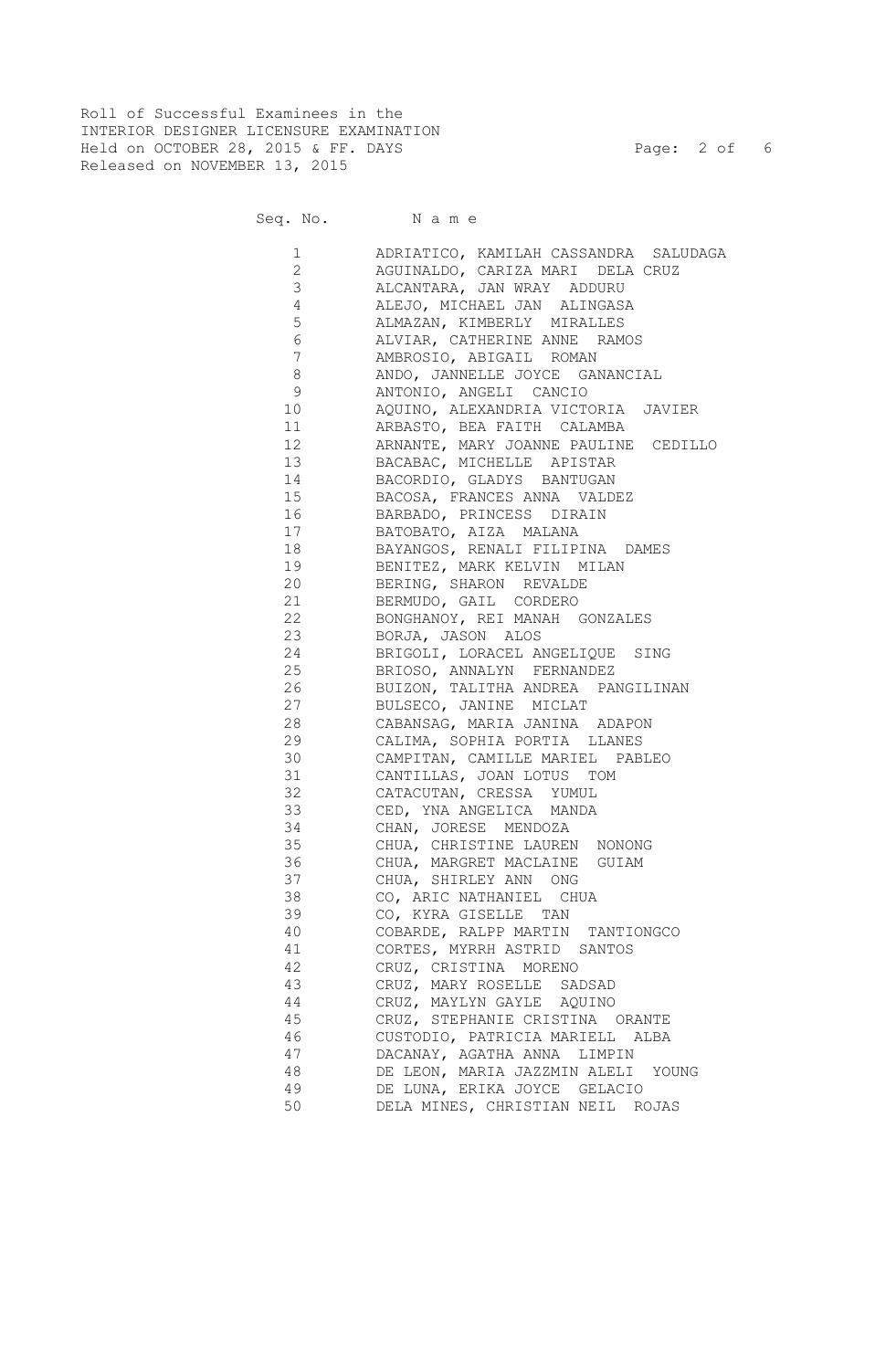Roll of Successful Examinees in the
INTERIOR DESIGNER LICENSURE EXAMINATION
Held on OCTOBER 28, 2015 & FF. DAYS
Released on NOVEMBER 13, 2015

| Seq. No. | N a m e |
|---|---|
| 1 | ADRIATICO, KAMILAH CASSANDRA SALUDAGA |
| 2 | AGUINALDO, CARIZA MARI DELA CRUZ |
| 3 | ALCANTARA, JAN WRAY ADDURU |
| 4 | ALEJO, MICHAEL JAN ALINGASA |
| 5 | ALMAZAN, KIMBERLY MIRALLES |
| 6 | ALVIAR, CATHERINE ANNE RAMOS |
| 7 | AMBROSIO, ABIGAIL ROMAN |
| 8 | ANDO, JANNELLE JOYCE GANANCIAL |
| 9 | ANTONIO, ANGELI CANCIO |
| 10 | AQUINO, ALEXANDRIA VICTORIA JAVIER |
| 11 | ARBASTO, BEA FAITH CALAMBA |
| 12 | ARNANTE, MARY JOANNE PAULINE CEDILLO |
| 13 | BACABAC, MICHELLE APISTAR |
| 14 | BACORDIO, GLADYS BANTUGAN |
| 15 | BACOSA, FRANCES ANNA VALDEZ |
| 16 | BARBADO, PRINCESS DIRAIN |
| 17 | BATOBATO, AIZA MALANA |
| 18 | BAYANGOS, RENALI FILIPINA DAMES |
| 19 | BENITEZ, MARK KELVIN MILAN |
| 20 | BERING, SHARON REVALDE |
| 21 | BERMUDO, GAIL CORDERO |
| 22 | BONGHANOY, REI MANAH GONZALES |
| 23 | BORJA, JASON ALOS |
| 24 | BRIGOLI, LORACEL ANGELIQUE SING |
| 25 | BRIOSO, ANNALYN FERNANDEZ |
| 26 | BUIZON, TALITHA ANDREA PANGILINAN |
| 27 | BULSECO, JANINE MICLAT |
| 28 | CABANSAG, MARIA JANINA ADAPON |
| 29 | CALIMA, SOPHIA PORTIA LLANES |
| 30 | CAMPITAN, CAMILLE MARIEL PABLEO |
| 31 | CANTILLAS, JOAN LOTUS TOM |
| 32 | CATACUTAN, CRESSA YUMUL |
| 33 | CED, YNA ANGELICA MANDA |
| 34 | CHAN, JORESE MENDOZA |
| 35 | CHUA, CHRISTINE LAUREN NONONG |
| 36 | CHUA, MARGRET MACLAINE GUIAM |
| 37 | CHUA, SHIRLEY ANN ONG |
| 38 | CO, ARIC NATHANIEL CHUA |
| 39 | CO, KYRA GISELLE TAN |
| 40 | COBARDE, RALPP MARTIN TANTIONGCO |
| 41 | CORTES, MYRRH ASTRID SANTOS |
| 42 | CRUZ, CRISTINA MORENO |
| 43 | CRUZ, MARY ROSELLE SADSAD |
| 44 | CRUZ, MAYLYN GAYLE AQUINO |
| 45 | CRUZ, STEPHANIE CRISTINA ORANTE |
| 46 | CUSTODIO, PATRICIA MARIELL ALBA |
| 47 | DACANAY, AGATHA ANNA LIMPIN |
| 48 | DE LEON, MARIA JAZZMIN ALELI YOUNG |
| 49 | DE LUNA, ERIKA JOYCE GELACIO |
| 50 | DELA MINES, CHRISTIAN NEIL ROJAS |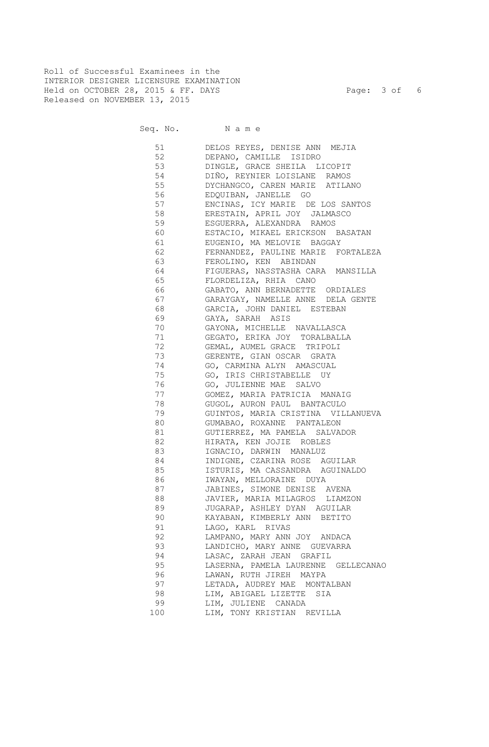Roll of Successful Examinees in the
INTERIOR DESIGNER LICENSURE EXAMINATION
Held on OCTOBER 28, 2015 & FF. DAYS
Released on NOVEMBER 13, 2015

| Seq. No. | N a m e |
|---|---|
| 51 | DELOS REYES, DENISE ANN MEJIA |
| 52 | DEPANO, CAMILLE ISIDRO |
| 53 | DINGLE, GRACE SHEILA LICOPIT |
| 54 | DIÑO, REYNIER LOISLANE RAMOS |
| 55 | DYCHANGCO, CAREN MARIE ATILANO |
| 56 | EDQUIBAN, JANELLE GO |
| 57 | ENCINAS, ICY MARIE DE LOS SANTOS |
| 58 | ERESTAIN, APRIL JOY JALMASCO |
| 59 | ESGUERRA, ALEXANDRA RAMOS |
| 60 | ESTACIO, MIKAEL ERICKSON BASATAN |
| 61 | EUGENIO, MA MELOVIE BAGGAY |
| 62 | FERNANDEZ, PAULINE MARIE FORTALEZA |
| 63 | FEROLINO, KEN ABINDAN |
| 64 | FIGUERAS, NASSTASHA CARA MANSILLA |
| 65 | FLORDELIZA, RHIA CANO |
| 66 | GABATO, ANN BERNADETTE ORDIALES |
| 67 | GARAYGAY, NAMELLE ANNE DELA GENTE |
| 68 | GARCIA, JOHN DANIEL ESTEBAN |
| 69 | GAYA, SARAH ASIS |
| 70 | GAYONA, MICHELLE NAVALLASCA |
| 71 | GEGATO, ERIKA JOY TORALBALLA |
| 72 | GEMAL, AUMEL GRACE TRIPOLI |
| 73 | GERENTE, GIAN OSCAR GRATA |
| 74 | GO, CARMINA ALYN AMASCUAL |
| 75 | GO, IRIS CHRISTABELLE UY |
| 76 | GO, JULIENNE MAE SALVO |
| 77 | GOMEZ, MARIA PATRICIA MANAIG |
| 78 | GUGOL, AURON PAUL BANTACULO |
| 79 | GUINTOS, MARIA CRISTINA VILLANUEVA |
| 80 | GUMABAO, ROXANNE PANTALEON |
| 81 | GUTIERREZ, MA PAMELA SALVADOR |
| 82 | HIRATA, KEN JOJIE ROBLES |
| 83 | IGNACIO, DARWIN MANALUZ |
| 84 | INDIGNE, CZARINA ROSE AGUILAR |
| 85 | ISTURIS, MA CASSANDRA AGUINALDO |
| 86 | IWAYAN, MELLORAINE DUYA |
| 87 | JABINES, SIMONE DENISE AVENA |
| 88 | JAVIER, MARIA MILAGROS LIAMZON |
| 89 | JUGARAP, ASHLEY DYAN AGUILAR |
| 90 | KAYABAN, KIMBERLY ANN BETITO |
| 91 | LAGO, KARL RIVAS |
| 92 | LAMPANO, MARY ANN JOY ANDACA |
| 93 | LANDICHO, MARY ANNE GUEVARRA |
| 94 | LASAC, ZARAH JEAN GRAFIL |
| 95 | LASERNA, PAMELA LAURENNE GELLECANAO |
| 96 | LAWAN, RUTH JIREH MAYPA |
| 97 | LETADA, AUDREY MAE MONTALBAN |
| 98 | LIM, ABIGAEL LIZETTE SIA |
| 99 | LIM, JULIENE CANADA |
| 100 | LIM, TONY KRISTIAN REVILLA |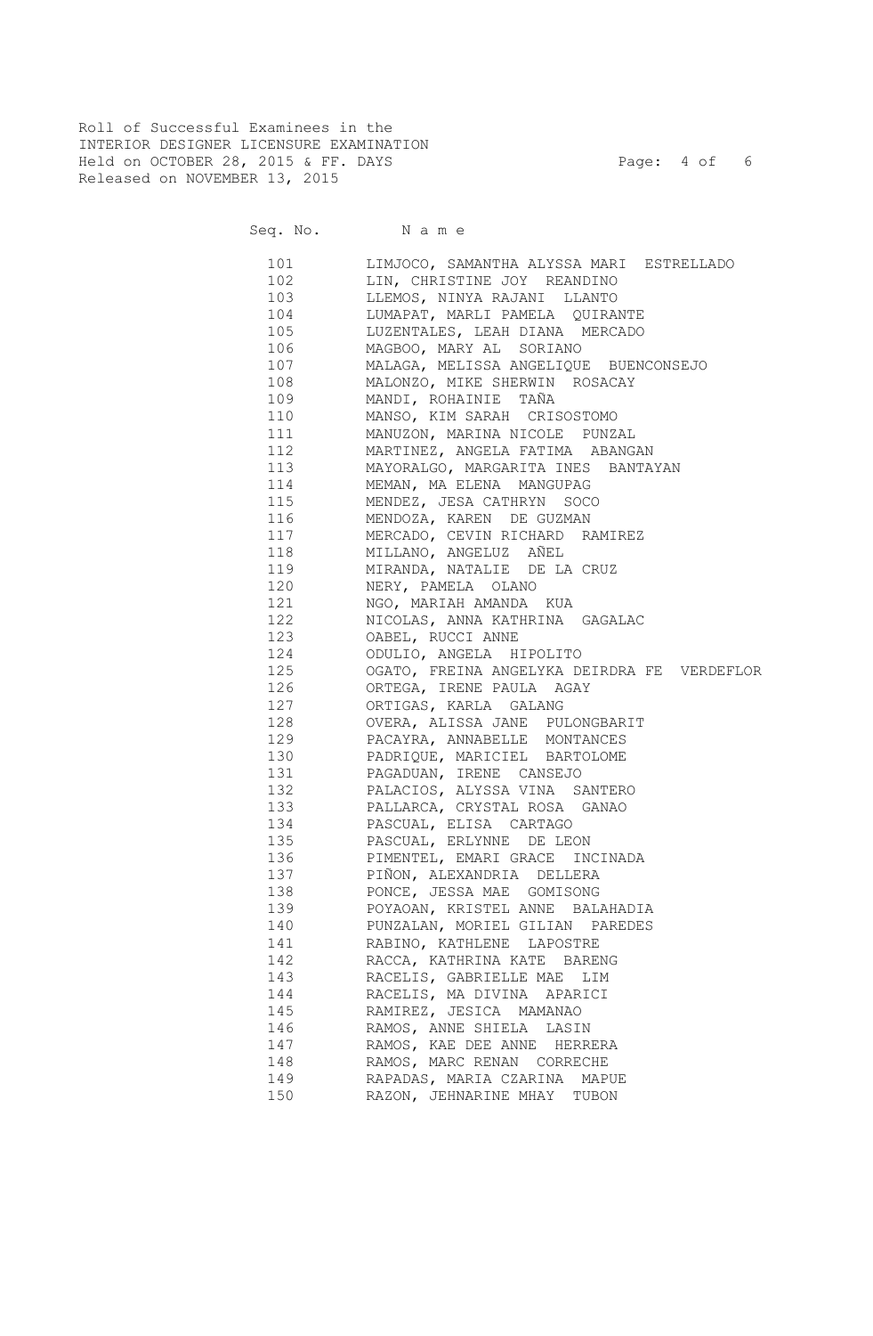Roll of Successful Examinees in the
INTERIOR DESIGNER LICENSURE EXAMINATION
Held on OCTOBER 28, 2015 & FF. DAYS
Released on NOVEMBER 13, 2015

| Seq. No. | N a m e |
|---|---|
| 101 | LIMJOCO, SAMANTHA ALYSSA MARI ESTRELLADO |
| 102 | LIN, CHRISTINE JOY REANDINO |
| 103 | LLEMOS, NINYA RAJANI LLANTO |
| 104 | LUMAPAT, MARLI PAMELA QUIRANTE |
| 105 | LUZENTALES, LEAH DIANA MERCADO |
| 106 | MAGBOO, MARY AL SORIANO |
| 107 | MALAGA, MELISSA ANGELIQUE BUENCONSEJO |
| 108 | MALONZO, MIKE SHERWIN ROSACAY |
| 109 | MANDI, ROHAINIE TAÑA |
| 110 | MANSO, KIM SARAH CRISOSTOMO |
| 111 | MANUZON, MARINA NICOLE PUNZAL |
| 112 | MARTINEZ, ANGELA FATIMA ABANGAN |
| 113 | MAYORALGO, MARGARITA INES BANTAYAN |
| 114 | MEMAN, MA ELENA MANGUPAG |
| 115 | MENDEZ, JESA CATHRYN SOCO |
| 116 | MENDOZA, KAREN DE GUZMAN |
| 117 | MERCADO, CEVIN RICHARD RAMIREZ |
| 118 | MILLANO, ANGELUZ AÑEL |
| 119 | MIRANDA, NATALIE DE LA CRUZ |
| 120 | NERY, PAMELA OLANO |
| 121 | NGO, MARIAH AMANDA KUA |
| 122 | NICOLAS, ANNA KATHRINA GAGALAC |
| 123 | OABEL, RUCCI ANNE |
| 124 | ODULIO, ANGELA HIPOLITO |
| 125 | OGATO, FREINA ANGELYKA DEIRDRA FE VERDEFLOR |
| 126 | ORTEGA, IRENE PAULA AGAY |
| 127 | ORTIGAS, KARLA GALANG |
| 128 | OVERA, ALISSA JANE PULONGBARIT |
| 129 | PACAYRA, ANNABELLE MONTANCES |
| 130 | PADRIQUE, MARICIEL BARTOLOME |
| 131 | PAGADUAN, IRENE CANSEJO |
| 132 | PALACIOS, ALYSSA VINA SANTERO |
| 133 | PALLARCA, CRYSTAL ROSA GANAO |
| 134 | PASCUAL, ELISA CARTAGO |
| 135 | PASCUAL, ERLYNNE DE LEON |
| 136 | PIMENTEL, EMARI GRACE INCINADA |
| 137 | PIÑON, ALEXANDRIA DELLERA |
| 138 | PONCE, JESSA MAE GOMISONG |
| 139 | POYAOAN, KRISTEL ANNE BALAHADIA |
| 140 | PUNZALAN, MORIEL GILIAN PAREDES |
| 141 | RABINO, KATHLENE LAPOSTRE |
| 142 | RACCA, KATHRINA KATE BARENG |
| 143 | RACELIS, GABRIELLE MAE LIM |
| 144 | RACELIS, MA DIVINA APARICI |
| 145 | RAMIREZ, JESICA MAMANAO |
| 146 | RAMOS, ANNE SHIELA LASIN |
| 147 | RAMOS, KAE DEE ANNE HERRERA |
| 148 | RAMOS, MARC RENAN CORRECHE |
| 149 | RAPADAS, MARIA CZARINA MAPUE |
| 150 | RAZON, JEHNARINE MHAY TUBON |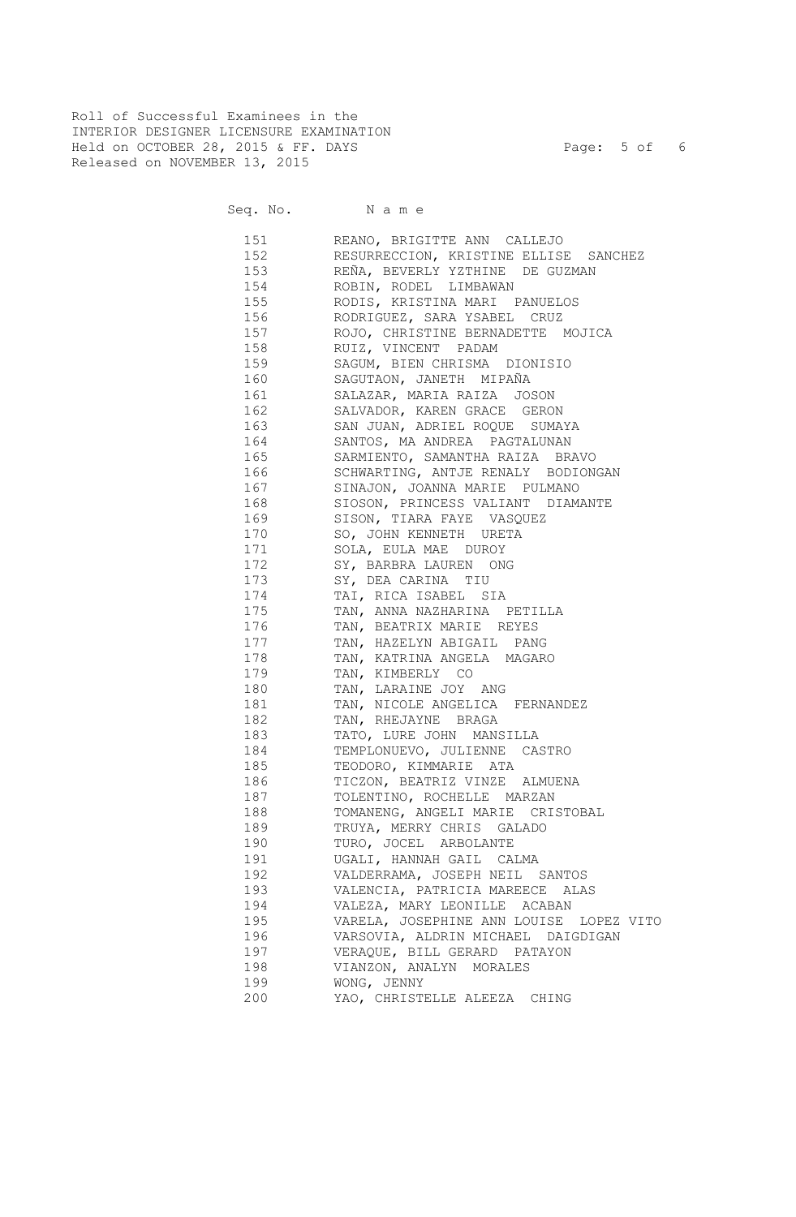Roll of Successful Examinees in the
INTERIOR DESIGNER LICENSURE EXAMINATION
Held on OCTOBER 28, 2015 & FF. DAYS
Released on NOVEMBER 13, 2015

| Seq. No. | N a m e |
|---|---|
| 151 | REANO, BRIGITTE ANN CALLEJO |
| 152 | RESURRECCION, KRISTINE ELLISE SANCHEZ |
| 153 | REÑA, BEVERLY YZTHINE DE GUZMAN |
| 154 | ROBIN, RODEL LIMBAWAN |
| 155 | RODIS, KRISTINA MARI PANUELOS |
| 156 | RODRIGUEZ, SARA YSABEL CRUZ |
| 157 | ROJO, CHRISTINE BERNADETTE MOJICA |
| 158 | RUIZ, VINCENT PADAM |
| 159 | SAGUM, BIEN CHRISMA DIONISIO |
| 160 | SAGUTAON, JANETH MIPAÑA |
| 161 | SALAZAR, MARIA RAIZA JOSON |
| 162 | SALVADOR, KAREN GRACE GERON |
| 163 | SAN JUAN, ADRIEL ROQUE SUMAYA |
| 164 | SANTOS, MA ANDREA PAGTALUNAN |
| 165 | SARMIENTO, SAMANTHA RAIZA BRAVO |
| 166 | SCHWARTING, ANTJE RENALY BODIONGAN |
| 167 | SINAJON, JOANNA MARIE PULMANO |
| 168 | SIOSON, PRINCESS VALIANT DIAMANTE |
| 169 | SISON, TIARA FAYE VASQUEZ |
| 170 | SO, JOHN KENNETH URETA |
| 171 | SOLA, EULA MAE DUROY |
| 172 | SY, BARBRA LAUREN ONG |
| 173 | SY, DEA CARINA TIU |
| 174 | TAI, RICA ISABEL SIA |
| 175 | TAN, ANNA NAZHARINA PETILLA |
| 176 | TAN, BEATRIX MARIE REYES |
| 177 | TAN, HAZELYN ABIGAIL PANG |
| 178 | TAN, KATRINA ANGELA MAGARO |
| 179 | TAN, KIMBERLY CO |
| 180 | TAN, LARAINE JOY ANG |
| 181 | TAN, NICOLE ANGELICA FERNANDEZ |
| 182 | TAN, RHEJAYNE BRAGA |
| 183 | TATO, LURE JOHN MANSILLA |
| 184 | TEMPLONUEVO, JULIENNE CASTRO |
| 185 | TEODORO, KIMMARIE ATA |
| 186 | TICZON, BEATRIZ VINZE ALMUENA |
| 187 | TOLENTINO, ROCHELLE MARZAN |
| 188 | TOMANENG, ANGELI MARIE CRISTOBAL |
| 189 | TRUYA, MERRY CHRIS GALADO |
| 190 | TURO, JOCEL ARBOLANTE |
| 191 | UGALI, HANNAH GAIL CALMA |
| 192 | VALDERRAMA, JOSEPH NEIL SANTOS |
| 193 | VALENCIA, PATRICIA MAREECE ALAS |
| 194 | VALEZA, MARY LEONILLE ACABAN |
| 195 | VARELA, JOSEPHINE ANN LOUISE LOPEZ VITO |
| 196 | VARSOVIA, ALDRIN MICHAEL DAIGDIGAN |
| 197 | VERAQUE, BILL GERARD PATAYON |
| 198 | VIANZON, ANALYN MORALES |
| 199 | WONG, JENNY |
| 200 | YAO, CHRISTELLE ALEEZA CHING |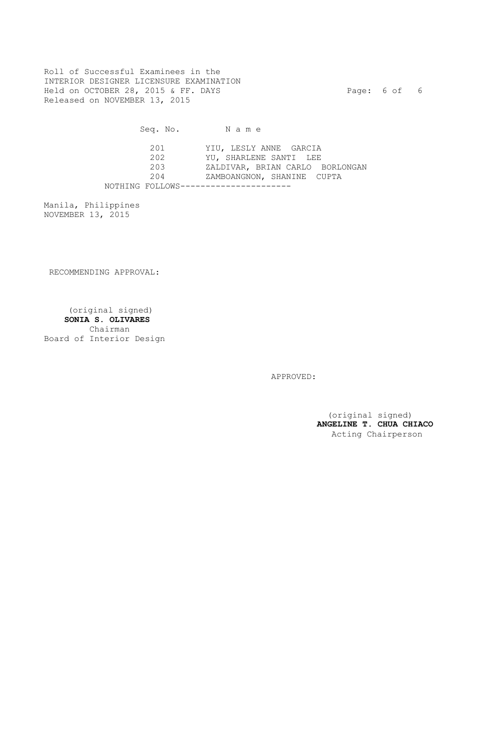Roll of Successful Examinees in the
INTERIOR DESIGNER LICENSURE EXAMINATION
Held on OCTOBER 28, 2015 & FF. DAYS
Released on NOVEMBER 13, 2015

| Seq. No. | N a m e |
| --- | --- |
| 201 | YIU, LESLY ANNE GARCIA |
| 202 | YU, SHARLENE SANTI LEE |
| 203 | ZALDIVAR, BRIAN CARLO BORLONGAN |
| 204 | ZAMBOANGNON, SHANINE CUPTA |

NOTHING FOLLOWS----------------------

Manila, Philippines
NOVEMBER 13, 2015

RECOMMENDING APPROVAL:

(original signed)
**SONIA S. OLIVARES**
Chairman
Board of Interior Design

APPROVED:

(original signed)
**ANGELINE T. CHUA CHIACO**
Acting Chairperson